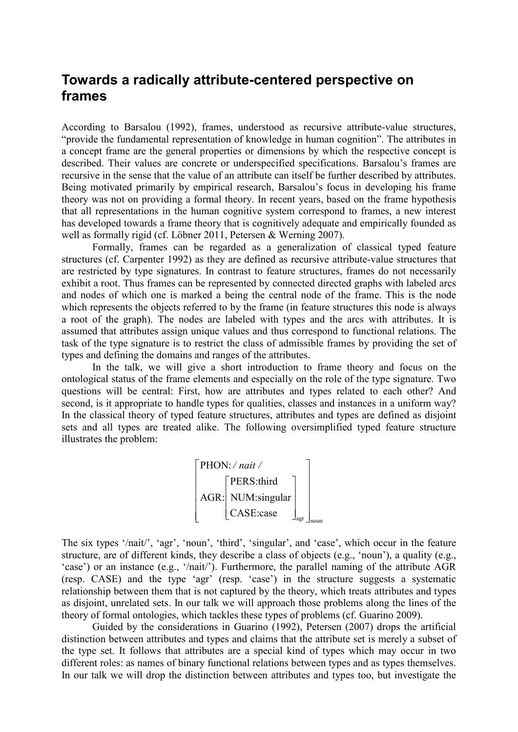# Towards a radically attribute-centered perspective on frames

According to Barsalou (1992), frames, understood as recursive attribute-value structures, "provide the fundamental representation of knowledge in human cognition". The attributes in a concept frame are the general properties or dimensions by which the respective concept is described. Their values are concrete or underspecified specifications. Barsalou's frames are recursive in the sense that the value of an attribute can itself be further described by attributes. Being motivated primarily by empirical research, Barsalou's focus in developing his frame theory was not on providing a formal theory. In recent years, based on the frame hypothesis that all representations in the human cognitive system correspond to frames, a new interest has developed towards a frame theory that is cognitively adequate and empirically founded as well as formally rigid (cf. Löbner 2011, Petersen & Werning 2007).

Formally, frames can be regarded as a generalization of classical typed feature structures (cf. Carpenter 1992) as they are defined as recursive attribute-value structures that are restricted by type signatures. In contrast to feature structures, frames do not necessarily exhibit a root. Thus frames can be represented by connected directed graphs with labeled arcs and nodes of which one is marked a being the central node of the frame. This is the node which represents the objects referred to by the frame (in feature structures this node is always a root of the graph). The nodes are labeled with types and the arcs with attributes. It is assumed that attributes assign unique values and thus correspond to functional relations. The task of the type signature is to restrict the class of admissible frames by providing the set of types and defining the domains and ranges of the attributes.

In the talk, we will give a short introduction to frame theory and focus on the ontological status of the frame elements and especially on the role of the type signature. Two questions will be central: First, how are attributes and types related to each other? And second, is it appropriate to handle types for qualities, classes and instances in a uniform way? In the classical theory of typed feature structures, attributes and types are defined as disjoint sets and all types are treated alike. The following oversimplified typed feature structure illustrates the problem:

$$\left[\begin{array}{l} \text{PHON:} \; /\,\textit{nait}\,/ \\ \text{AGR:} \left[\begin{array}{l} \text{PERS:third} \\ \text{NUM:singular} \\ \text{CASE:case} \end{array}\right]_{\text{agr}} \end{array}\right]_{\text{noun}}$$

The six types '/nait/', 'agr', 'noun', 'third', 'singular', and 'case', which occur in the feature structure, are of different kinds, they describe a class of objects (e.g., 'noun'), a quality (e.g., 'case') or an instance (e.g., '/nait/'). Furthermore, the parallel naming of the attribute AGR (resp. CASE) and the type 'agr' (resp. 'case') in the structure suggests a systematic relationship between them that is not captured by the theory, which treats attributes and types as disjoint, unrelated sets. In our talk we will approach those problems along the lines of the theory of formal ontologies, which tackles these types of problems (cf. Guarino 2009).

Guided by the considerations in Guarino (1992), Petersen (2007) drops the artificial distinction between attributes and types and claims that the attribute set is merely a subset of the type set. It follows that attributes are a special kind of types which may occur in two different roles: as names of binary functional relations between types and as types themselves. In our talk we will drop the distinction between attributes and types too, but investigate the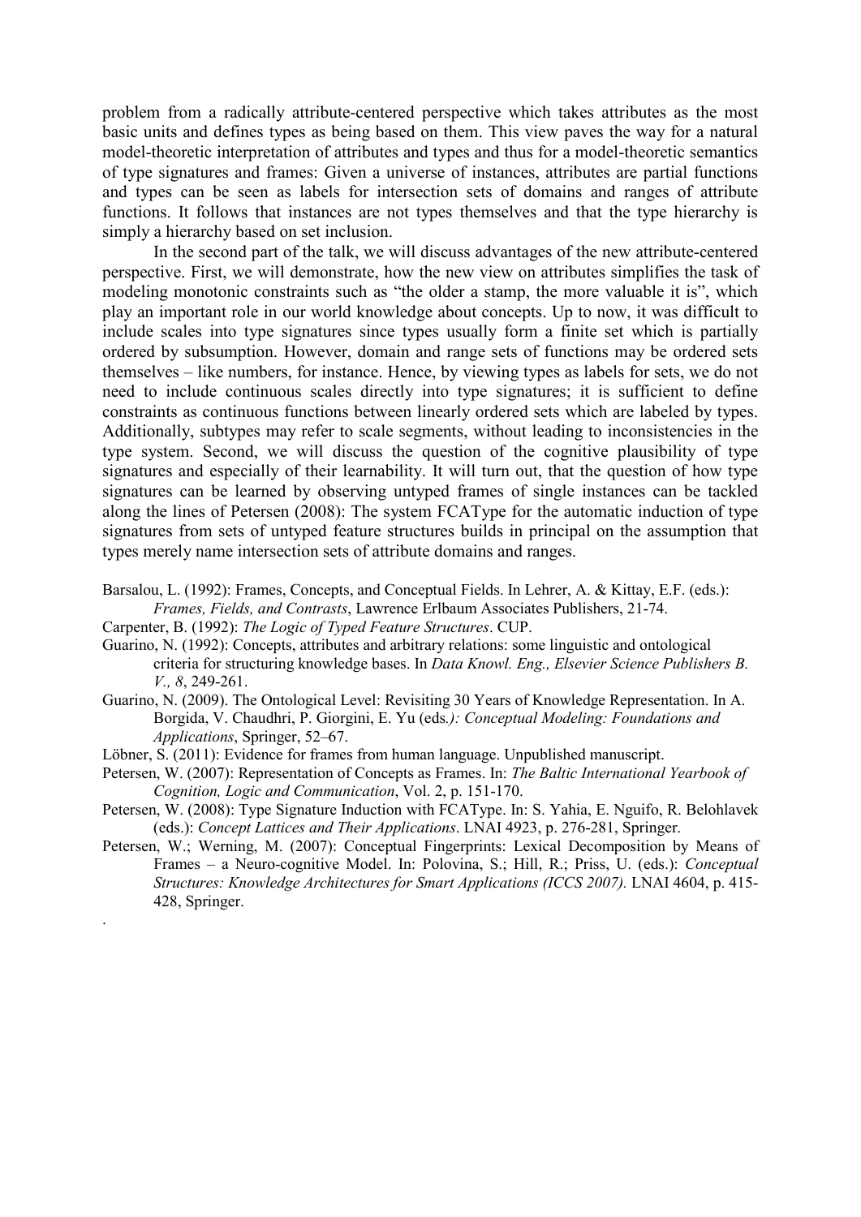problem from a radically attribute-centered perspective which takes attributes as the most basic units and defines types as being based on them. This view paves the way for a natural model-theoretic interpretation of attributes and types and thus for a model-theoretic semantics of type signatures and frames: Given a universe of instances, attributes are partial functions and types can be seen as labels for intersection sets of domains and ranges of attribute functions. It follows that instances are not types themselves and that the type hierarchy is simply a hierarchy based on set inclusion.

In the second part of the talk, we will discuss advantages of the new attribute-centered perspective. First, we will demonstrate, how the new view on attributes simplifies the task of modeling monotonic constraints such as "the older a stamp, the more valuable it is", which play an important role in our world knowledge about concepts. Up to now, it was difficult to include scales into type signatures since types usually form a finite set which is partially ordered by subsumption. However, domain and range sets of functions may be ordered sets themselves – like numbers, for instance. Hence, by viewing types as labels for sets, we do not need to include continuous scales directly into type signatures; it is sufficient to define constraints as continuous functions between linearly ordered sets which are labeled by types. Additionally, subtypes may refer to scale segments, without leading to inconsistencies in the type system. Second, we will discuss the question of the cognitive plausibility of type signatures and especially of their learnability. It will turn out, that the question of how type signatures can be learned by observing untyped frames of single instances can be tackled along the lines of Petersen (2008): The system FCAType for the automatic induction of type signatures from sets of untyped feature structures builds in principal on the assumption that types merely name intersection sets of attribute domains and ranges.

Barsalou, L. (1992): Frames, Concepts, and Conceptual Fields. In Lehrer, A. & Kittay, E.F. (eds.): *Frames, Fields, and Contrasts*, Lawrence Erlbaum Associates Publishers, 21-74.

Carpenter, B. (1992): *The Logic of Typed Feature Structures*. CUP.

Guarino, N. (1992): Concepts, attributes and arbitrary relations: some linguistic and ontological criteria for structuring knowledge bases. In *Data Knowl. Eng., Elsevier Science Publishers B. V., 8*, 249-261.

Guarino, N. (2009). The Ontological Level: Revisiting 30 Years of Knowledge Representation. In A. Borgida, V. Chaudhri, P. Giorgini, E. Yu (eds*.): Conceptual Modeling: Foundations and Applications*, Springer, 52–67.

Löbner, S. (2011): Evidence for frames from human language. Unpublished manuscript.

Petersen, W. (2007): Representation of Concepts as Frames. In: *The Baltic International Yearbook of Cognition, Logic and Communication*, Vol. 2, p. 151-170.

Petersen, W. (2008): Type Signature Induction with FCAType. In: S. Yahia, E. Nguifo, R. Belohlavek (eds.): *Concept Lattices and Their Applications*. LNAI 4923, p. 276-281, Springer.

Petersen, W.; Werning, M. (2007): Conceptual Fingerprints: Lexical Decomposition by Means of Frames – a Neuro-cognitive Model. In: Polovina, S.; Hill, R.; Priss, U. (eds.): *Conceptual Structures: Knowledge Architectures for Smart Applications (ICCS 2007).* LNAI 4604, p. 415-428, Springer.

.